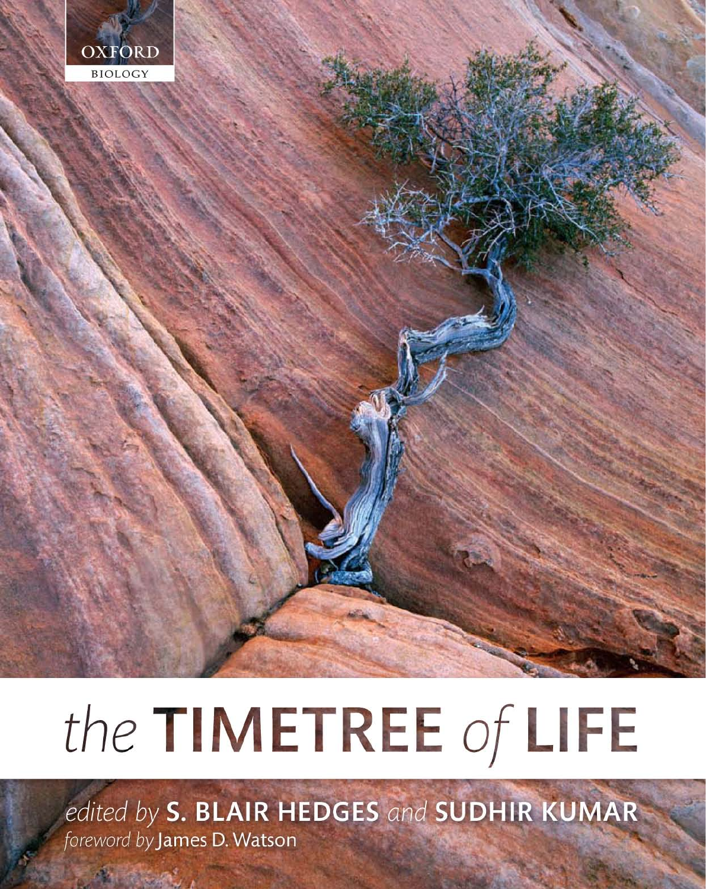OXFORD
BIOLOGY

# the TIMETREE of LIFE

*edited by* **S. BLAIR HEDGES** *and* **SUDHIR KUMAR**

*foreword by* James D. Watson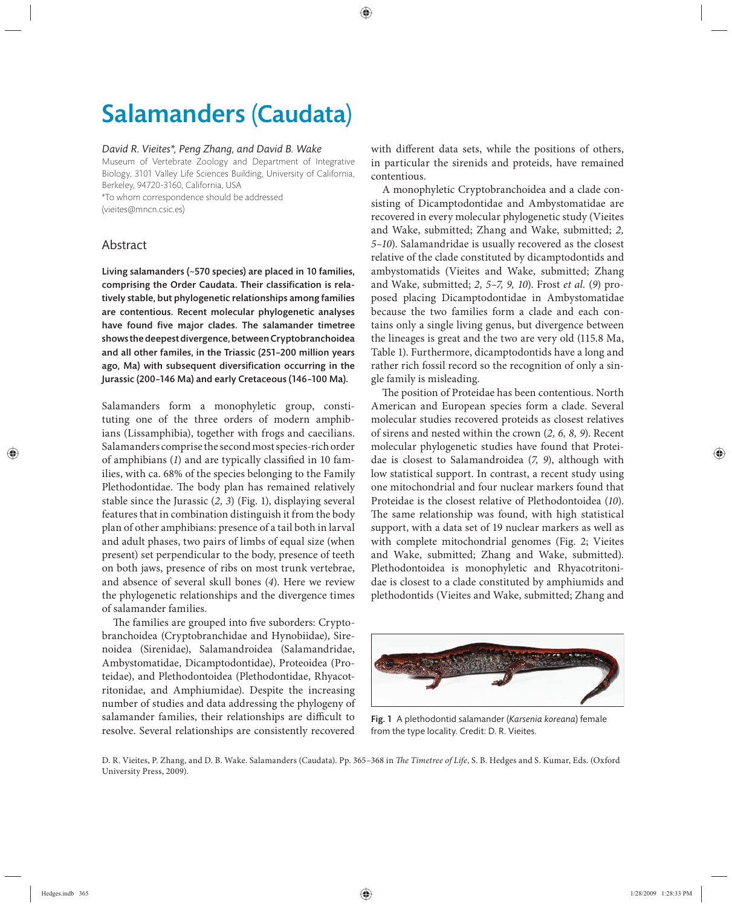# Salamanders (Caudata)

*David R. Vieites\*, Peng Zhang, and David B. Wake*

Museum of Vertebrate Zoology and Department of Integrative Biology, 3101 Valley Life Sciences Building, University of California, Berkeley, 94720-3160, California, USA

\*To whom correspondence should be addressed (vieites@mncn.csic.es)

## Abstract

**Living salamanders (~570 species) are placed in 10 families, comprising the Order Caudata. Their classification is relatively stable, but phylogenetic relationships among families are contentious. Recent molecular phylogenetic analyses have found five major clades. The salamander timetree shows the deepest divergence, between Cryptobranchoidea and all other familes, in the Triassic (251–200 million years ago, Ma) with subsequent diversification occurring in the Jurassic (200–146 Ma) and early Cretaceous (146–100 Ma).**

Salamanders form a monophyletic group, constituting one of the three orders of modern amphibians (Lissamphibia), together with frogs and caecilians. Salamanders comprise the second most species-rich order of amphibians (*1*) and are typically classified in 10 families, with ca. 68% of the species belonging to the Family Plethodontidae. The body plan has remained relatively stable since the Jurassic (*2, 3*) (Fig. 1), displaying several features that in combination distinguish it from the body plan of other amphibians: presence of a tail both in larval and adult phases, two pairs of limbs of equal size (when present) set perpendicular to the body, presence of teeth on both jaws, presence of ribs on most trunk vertebrae, and absence of several skull bones (*4*). Here we review the phylogenetic relationships and the divergence times of salamander families.

The families are grouped into five suborders: Cryptobranchoidea (Cryptobranchidae and Hynobiidae), Sirenoidea (Sirenidae), Salamandroidea (Salamandridae, Ambystomatidae, Dicamptodontidae), Proteoidea (Proteidae), and Plethodontoidea (Plethodontidae, Rhyacotritonidae, and Amphiumidae). Despite the increasing number of studies and data addressing the phylogeny of salamander families, their relationships are difficult to resolve. Several relationships are consistently recovered with different data sets, while the positions of others, in particular the sirenids and proteids, have remained contentious.

A monophyletic Cryptobranchoidea and a clade consisting of Dicamptodontidae and Ambystomatidae are recovered in every molecular phylogenetic study (Vieites and Wake, submitted; Zhang and Wake, submitted; *2, 5–10*). Salamandridae is usually recovered as the closest relative of the clade constituted by dicamptodontids and ambystomatids (Vieites and Wake, submitted; Zhang and Wake, submitted; *2, 5–7, 9, 10*). Frost *et al.* (*9*) proposed placing Dicamptodontidae in Ambystomatidae because the two families form a clade and each contains only a single living genus, but divergence between the lineages is great and the two are very old (115.8 Ma, Table 1). Furthermore, dicamptodontids have a long and rather rich fossil record so the recognition of only a single family is misleading.

The position of Proteidae has been contentious. North American and European species form a clade. Several molecular studies recovered proteids as closest relatives of sirens and nested within the crown (*2, 6, 8, 9*). Recent molecular phylogenetic studies have found that Proteidae is closest to Salamandroidea (*7, 9*), although with low statistical support. In contrast, a recent study using one mitochondrial and four nuclear markers found that Proteidae is the closest relative of Plethodontoidea (*10*). The same relationship was found, with high statistical support, with a data set of 19 nuclear markers as well as with complete mitochondrial genomes (Fig. 2; Vieites and Wake, submitted; Zhang and Wake, submitted). Plethodontoidea is monophyletic and Rhyacotritonidae is closest to a clade constituted by amphiumids and plethodontids (Vieites and Wake, submitted; Zhang and

Fig. 1 A plethodontid salamander (*Karsenia koreana*) female from the type locality. Credit: D. R. Vieites.

D. R. Vieites, P. Zhang, and D. B. Wake. Salamanders (Caudata). Pp. 365–368 in *The Timetree of Life*, S. B. Hedges and S. Kumar, Eds. (Oxford University Press, 2009).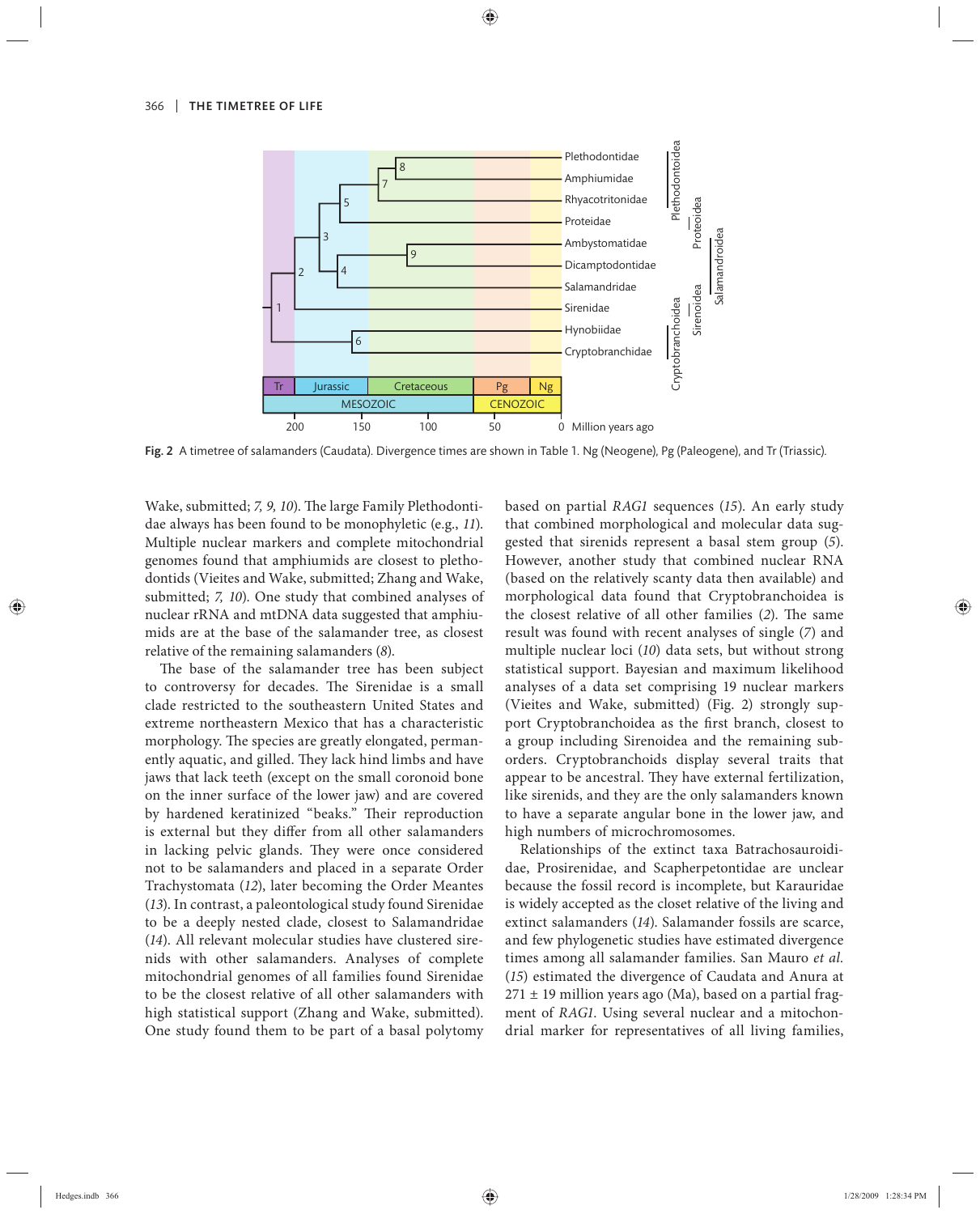Fig. 2 A timetree of salamanders (Caudata). Divergence times are shown in Table 1. Ng (Neogene), Pg (Paleogene), and Tr (Triassic).

Wake, submitted; *7, 9, 10*). The large Family Plethodontidae always has been found to be monophyletic (e.g., *11*). Multiple nuclear markers and complete mitochondrial genomes found that amphiumids are closest to plethodontids (Vieites and Wake, submitted; Zhang and Wake, submitted; *7, 10*). One study that combined analyses of nuclear rRNA and mtDNA data suggested that amphiumids are at the base of the salamander tree, as closest relative of the remaining salamanders (*8*).

The base of the salamander tree has been subject to controversy for decades. The Sirenidae is a small clade restricted to the southeastern United States and extreme northeastern Mexico that has a characteristic morphology. The species are greatly elongated, permanently aquatic, and gilled. They lack hind limbs and have jaws that lack teeth (except on the small coronoid bone on the inner surface of the lower jaw) and are covered by hardened keratinized "beaks." Their reproduction is external but they differ from all other salamanders in lacking pelvic glands. They were once considered not to be salamanders and placed in a separate Order Trachystomata (*12*), later becoming the Order Meantes (*13*). In contrast, a paleontological study found Sirenidae to be a deeply nested clade, closest to Salamandridae (*14*). All relevant molecular studies have clustered sirenids with other salamanders. Analyses of complete mitochondrial genomes of all families found Sirenidae to be the closest relative of all other salamanders with high statistical support (Zhang and Wake, submitted). One study found them to be part of a basal polytomy based on partial *RAG1* sequences (*15*). An early study that combined morphological and molecular data suggested that sirenids represent a basal stem group (*5*). However, another study that combined nuclear RNA (based on the relatively scanty data then available) and morphological data found that Cryptobranchoidea is the closest relative of all other families (*2*). The same result was found with recent analyses of single (*7*) and multiple nuclear loci (*10*) data sets, but without strong statistical support. Bayesian and maximum likelihood analyses of a data set comprising 19 nuclear markers (Vieites and Wake, submitted) (Fig. 2) strongly support Cryptobranchoidea as the first branch, closest to a group including Sirenoidea and the remaining suborders. Cryptobranchoids display several traits that appear to be ancestral. They have external fertilization, like sirenids, and they are the only salamanders known to have a separate angular bone in the lower jaw, and high numbers of microchromosomes.

Relationships of the extinct taxa Batrachosauroididae, Prosirenidae, and Scapherpetontidae are unclear because the fossil record is incomplete, but Karauridae is widely accepted as the closet relative of the living and extinct salamanders (*14*). Salamander fossils are scarce, and few phylogenetic studies have estimated divergence times among all salamander families. San Mauro *et al.* (*15*) estimated the divergence of Caudata and Anura at 271 ± 19 million years ago (Ma), based on a partial fragment of *RAG1*. Using several nuclear and a mitochondrial marker for representatives of all living families,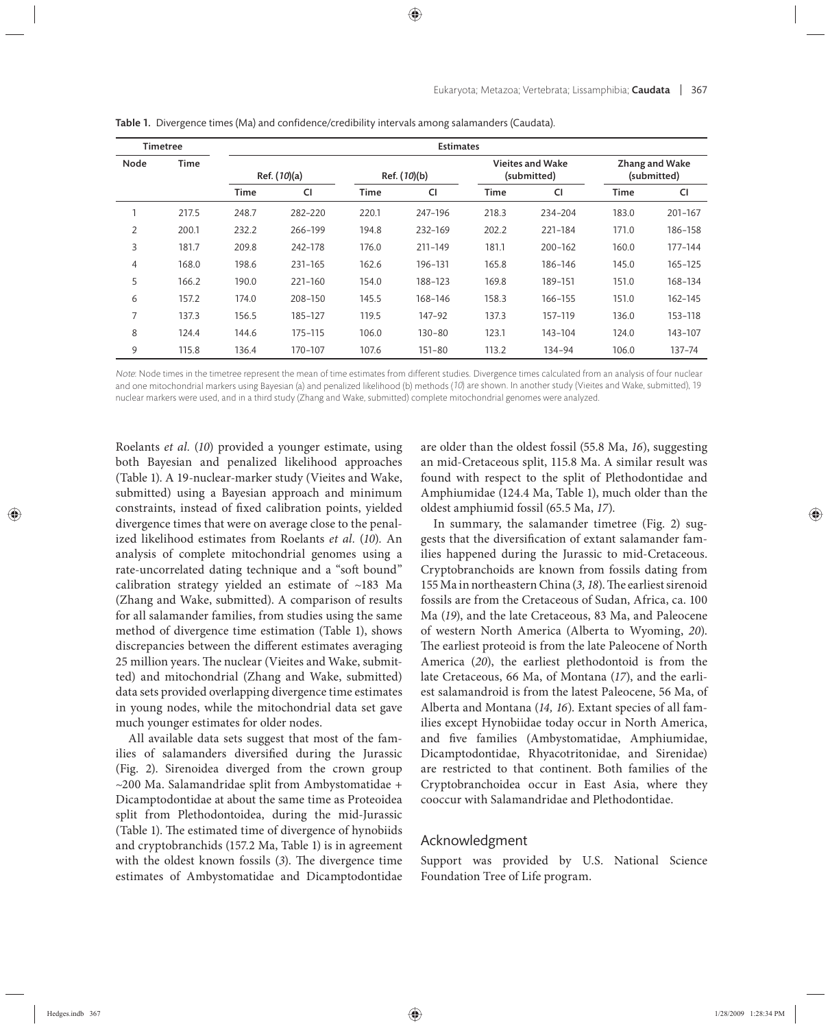Table 1. Divergence times (Ma) and confidence/credibility intervals among salamanders (Caudata).

| Timetree | | Estimates | | | | | | | |
|---|---|---|---|---|---|---|---|---|---|
| Node | Time | Ref. (*10*)(a) | | Ref. (*10*)(b) | | Vieites and Wake (submitted) | | Zhang and Wake (submitted) | |
| | | Time | CI | Time | CI | Time | CI | Time | CI |
| 1 | 217.5 | 248.7 | 282–220 | 220.1 | 247–196 | 218.3 | 234–204 | 183.0 | 201–167 |
| 2 | 200.1 | 232.2 | 266–199 | 194.8 | 232–169 | 202.2 | 221–184 | 171.0 | 186–158 |
| 3 | 181.7 | 209.8 | 242–178 | 176.0 | 211–149 | 181.1 | 200–162 | 160.0 | 177–144 |
| 4 | 168.0 | 198.6 | 231–165 | 162.6 | 196–131 | 165.8 | 186–146 | 145.0 | 165–125 |
| 5 | 166.2 | 190.0 | 221–160 | 154.0 | 188–123 | 169.8 | 189–151 | 151.0 | 168–134 |
| 6 | 157.2 | 174.0 | 208–150 | 145.5 | 168–146 | 158.3 | 166–155 | 151.0 | 162–145 |
| 7 | 137.3 | 156.5 | 185–127 | 119.5 | 147–92 | 137.3 | 157–119 | 136.0 | 153–118 |
| 8 | 124.4 | 144.6 | 175–115 | 106.0 | 130–80 | 123.1 | 143–104 | 124.0 | 143–107 |
| 9 | 115.8 | 136.4 | 170–107 | 107.6 | 151–80 | 113.2 | 134–94 | 106.0 | 137–74 |

*Note*: Node times in the timetree represent the mean of time estimates from different studies. Divergence times calculated from an analysis of four nuclear and one mitochondrial markers using Bayesian (a) and penalized likelihood (b) methods (*10*) are shown. In another study (Vieites and Wake, submitted), 19 nuclear markers were used, and in a third study (Zhang and Wake, submitted) complete mitochondrial genomes were analyzed.

Roelants *et al.* (*10*) provided a younger estimate, using both Bayesian and penalized likelihood approaches (Table 1). A 19-nuclear-marker study (Vieites and Wake, submitted) using a Bayesian approach and minimum constraints, instead of fixed calibration points, yielded divergence times that were on average close to the penalized likelihood estimates from Roelants *et al.* (*10*). An analysis of complete mitochondrial genomes using a rate-uncorrelated dating technique and a "soft bound" calibration strategy yielded an estimate of ~183 Ma (Zhang and Wake, submitted). A comparison of results for all salamander families, from studies using the same method of divergence time estimation (Table 1), shows discrepancies between the different estimates averaging 25 million years. The nuclear (Vieites and Wake, submitted) and mitochondrial (Zhang and Wake, submitted) data sets provided overlapping divergence time estimates in young nodes, while the mitochondrial data set gave much younger estimates for older nodes.

All available data sets suggest that most of the families of salamanders diversified during the Jurassic (Fig. 2). Sirenoidea diverged from the crown group ~200 Ma. Salamandridae split from Ambystomatidae + Dicamptodontidae at about the same time as Proteoidea split from Plethodontoidea, during the mid-Jurassic (Table 1). The estimated time of divergence of hynobiids and cryptobranchids (157.2 Ma, Table 1) is in agreement with the oldest known fossils (*3*). The divergence time estimates of Ambystomatidae and Dicamptodontidae are older than the oldest fossil (55.8 Ma, *16*), suggesting an mid-Cretaceous split, 115.8 Ma. A similar result was found with respect to the split of Plethodontidae and Amphiumidae (124.4 Ma, Table 1), much older than the oldest amphiumid fossil (65.5 Ma, *17*).

In summary, the salamander timetree (Fig. 2) suggests that the diversification of extant salamander families happened during the Jurassic to mid-Cretaceous. Cryptobranchoids are known from fossils dating from 155 Ma in northeastern China (*3, 18*). The earliest sirenoid fossils are from the Cretaceous of Sudan, Africa, ca. 100 Ma (*19*), and the late Cretaceous, 83 Ma, and Paleocene of western North America (Alberta to Wyoming, *20*). The earliest proteoid is from the late Paleocene of North America (*20*), the earliest plethodontoid is from the late Cretaceous, 66 Ma, of Montana (*17*), and the earliest salamandroid is from the latest Paleocene, 56 Ma, of Alberta and Montana (*14, 16*). Extant species of all families except Hynobiidae today occur in North America, and five families (Ambystomatidae, Amphiumidae, Dicamptodontidae, Rhyacotritonidae, and Sirenidae) are restricted to that continent. Both families of the Cryptobranchoidea occur in East Asia, where they cooccur with Salamandridae and Plethodontidae.

## Acknowledgment

Support was provided by U.S. National Science Foundation Tree of Life program.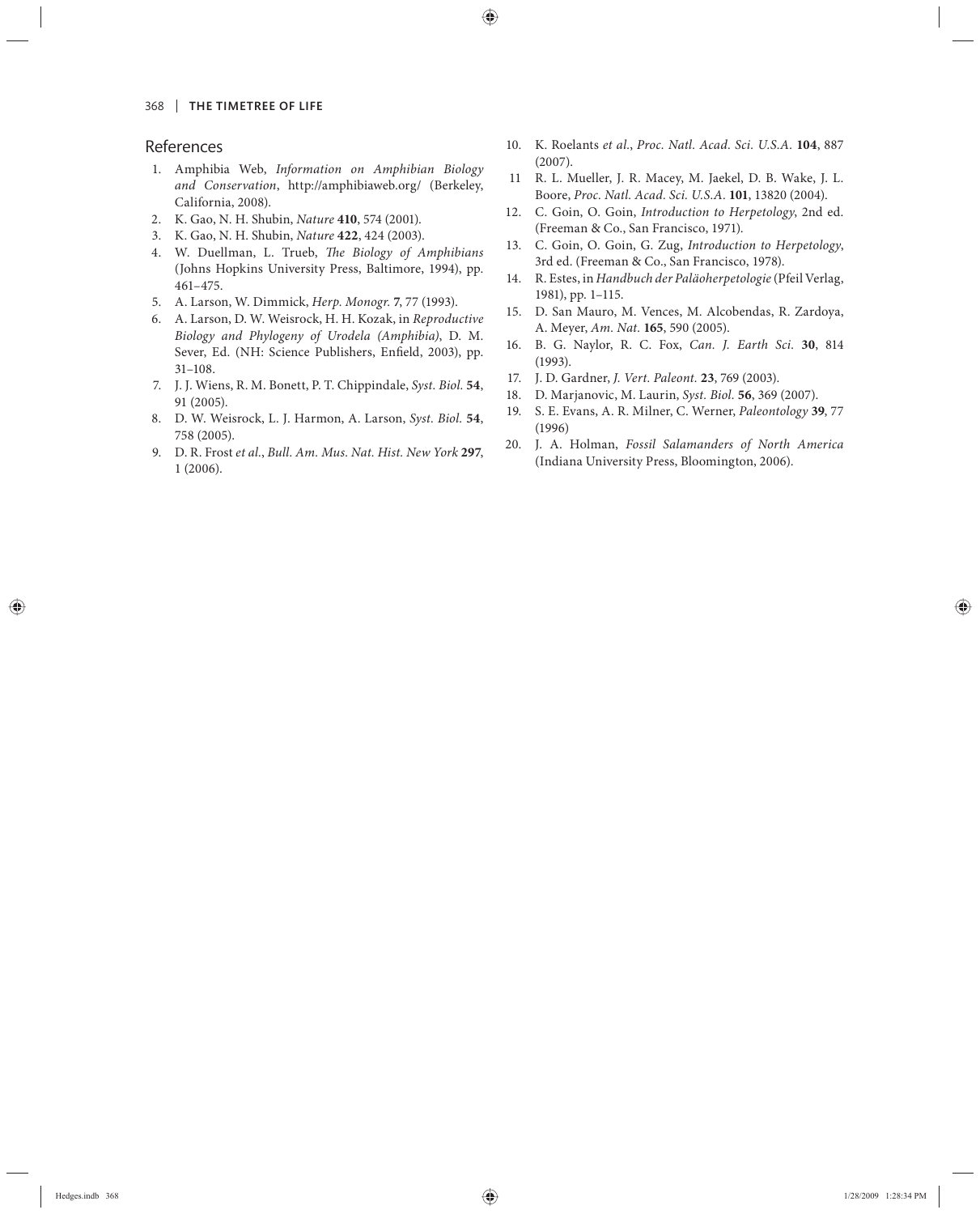## References

1. Amphibia Web, *Information on Amphibian Biology and Conservation*, http://amphibiaweb.org/ (Berkeley, California, 2008).
2. K. Gao, N. H. Shubin, *Nature* **410**, 574 (2001).
3. K. Gao, N. H. Shubin, *Nature* **422**, 424 (2003).
4. W. Duellman, L. Trueb, *The Biology of Amphibians* (Johns Hopkins University Press, Baltimore, 1994), pp. 461–475.
5. A. Larson, W. Dimmick, *Herp. Monogr.* **7**, 77 (1993).
6. A. Larson, D. W. Weisrock, H. H. Kozak, in *Reproductive Biology and Phylogeny of Urodela (Amphibia)*, D. M. Sever, Ed. (NH: Science Publishers, Enfield, 2003), pp. 31–108.
7. J. J. Wiens, R. M. Bonett, P. T. Chippindale, *Syst. Biol.* **54**, 91 (2005).
8. D. W. Weisrock, L. J. Harmon, A. Larson, *Syst. Biol.* **54**, 758 (2005).
9. D. R. Frost *et al.*, *Bull. Am. Mus. Nat. Hist. New York* **297**, 1 (2006).
10. K. Roelants *et al.*, *Proc. Natl. Acad. Sci. U.S.A.* **104**, 887 (2007).
11. R. L. Mueller, J. R. Macey, M. Jaekel, D. B. Wake, J. L. Boore, *Proc. Natl. Acad. Sci. U.S.A.* **101**, 13820 (2004).
12. C. Goin, O. Goin, *Introduction to Herpetology*, 2nd ed. (Freeman & Co., San Francisco, 1971).
13. C. Goin, O. Goin, G. Zug, *Introduction to Herpetology*, 3rd ed. (Freeman & Co., San Francisco, 1978).
14. R. Estes, in *Handbuch der Paläoherpetologie* (Pfeil Verlag, 1981), pp. 1–115.
15. D. San Mauro, M. Vences, M. Alcobendas, R. Zardoya, A. Meyer, *Am. Nat.* **165**, 590 (2005).
16. B. G. Naylor, R. C. Fox, *Can. J. Earth Sci.* **30**, 814 (1993).
17. J. D. Gardner, *J. Vert. Paleont.* **23**, 769 (2003).
18. D. Marjanovic, M. Laurin, *Syst. Biol.* **56**, 369 (2007).
19. S. E. Evans, A. R. Milner, C. Werner, *Paleontology* **39**, 77 (1996)
20. J. A. Holman, *Fossil Salamanders of North America* (Indiana University Press, Bloomington, 2006).